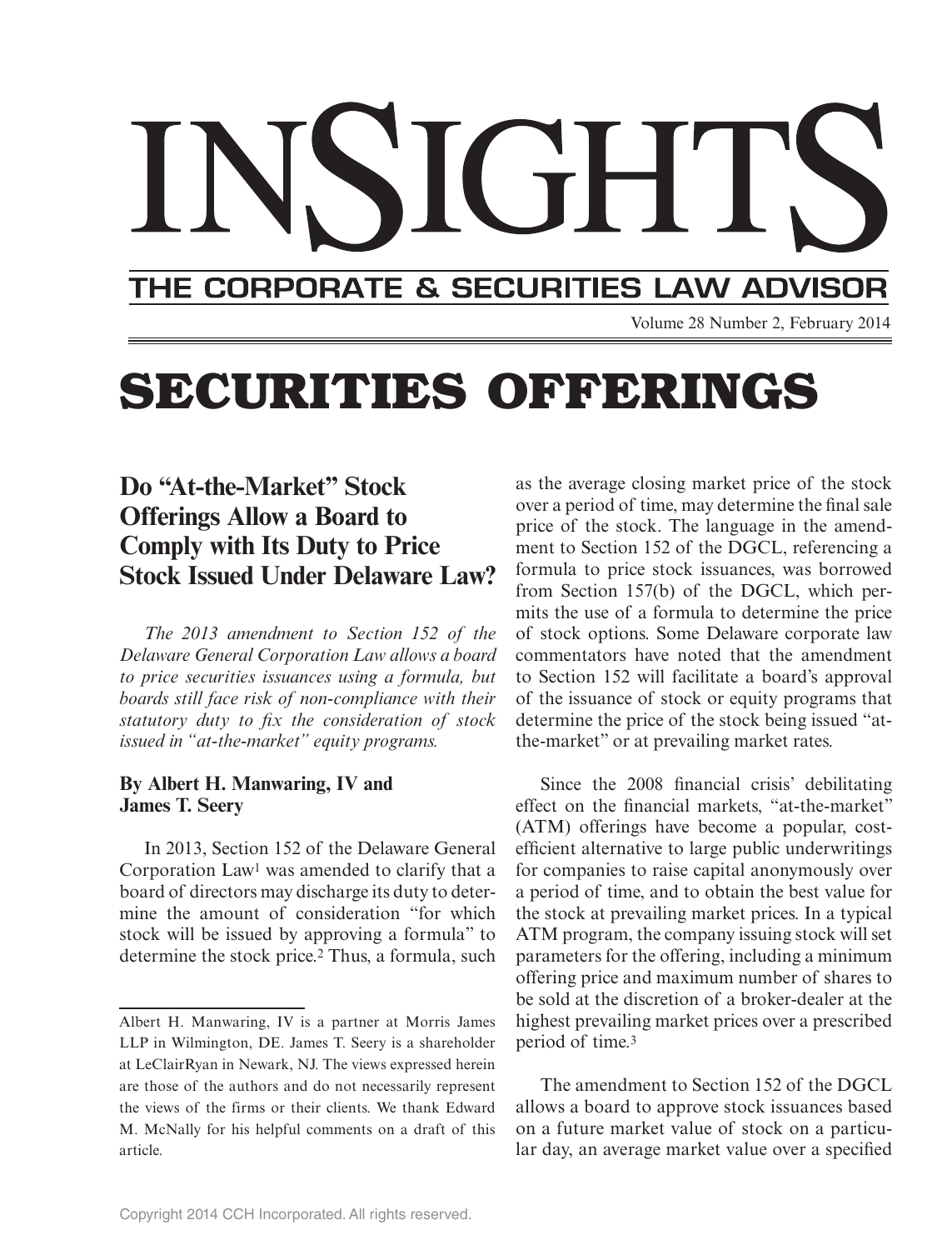# INSIGHTS

## THE CORPORATE & SECURITIES LAW ADVISOR

Volume 28 Number 2, February 2014

# SECURITIES OFFERINGS

## Do "At-the-Market" Stock Offerings Allow a Board to Comply with Its Duty to Price Stock Issued Under Delaware Law?

*The 2013 amendment to Section 152 of the Delaware General Corporation Law allows a board to price securities issuances using a formula, but boards still face risk of non-compliance with their statutory duty to fix the consideration of stock issued in "at-the-market" equity programs.*

**By Albert H. Manwaring, IV and James T. Seery**

In 2013, Section 152 of the Delaware General Corporation Law[1] was amended to clarify that a board of directors may discharge its duty to determine the amount of consideration "for which stock will be issued by approving a formula" to determine the stock price.[2] Thus, a formula, such as the average closing market price of the stock over a period of time, may determine the final sale price of the stock. The language in the amendment to Section 152 of the DGCL, referencing a formula to price stock issuances, was borrowed from Section 157(b) of the DGCL, which permits the use of a formula to determine the price of stock options. Some Delaware corporate law commentators have noted that the amendment to Section 152 will facilitate a board's approval of the issuance of stock or equity programs that determine the price of the stock being issued "at-the-market" or at prevailing market rates.

Since the 2008 financial crisis' debilitating effect on the financial markets, "at-the-market" (ATM) offerings have become a popular, cost-efficient alternative to large public underwritings for companies to raise capital anonymously over a period of time, and to obtain the best value for the stock at prevailing market prices. In a typical ATM program, the company issuing stock will set parameters for the offering, including a minimum offering price and maximum number of shares to be sold at the discretion of a broker-dealer at the highest prevailing market prices over a prescribed period of time.[3]

The amendment to Section 152 of the DGCL allows a board to approve stock issuances based on a future market value of stock on a particular day, an average market value over a specified

---

Albert H. Manwaring, IV is a partner at Morris James LLP in Wilmington, DE. James T. Seery is a shareholder at LeClairRyan in Newark, NJ. The views expressed herein are those of the authors and do not necessarily represent the views of the firms or their clients. We thank Edward M. McNally for his helpful comments on a draft of this article.

Copyright 2014 CCH Incorporated. All rights reserved.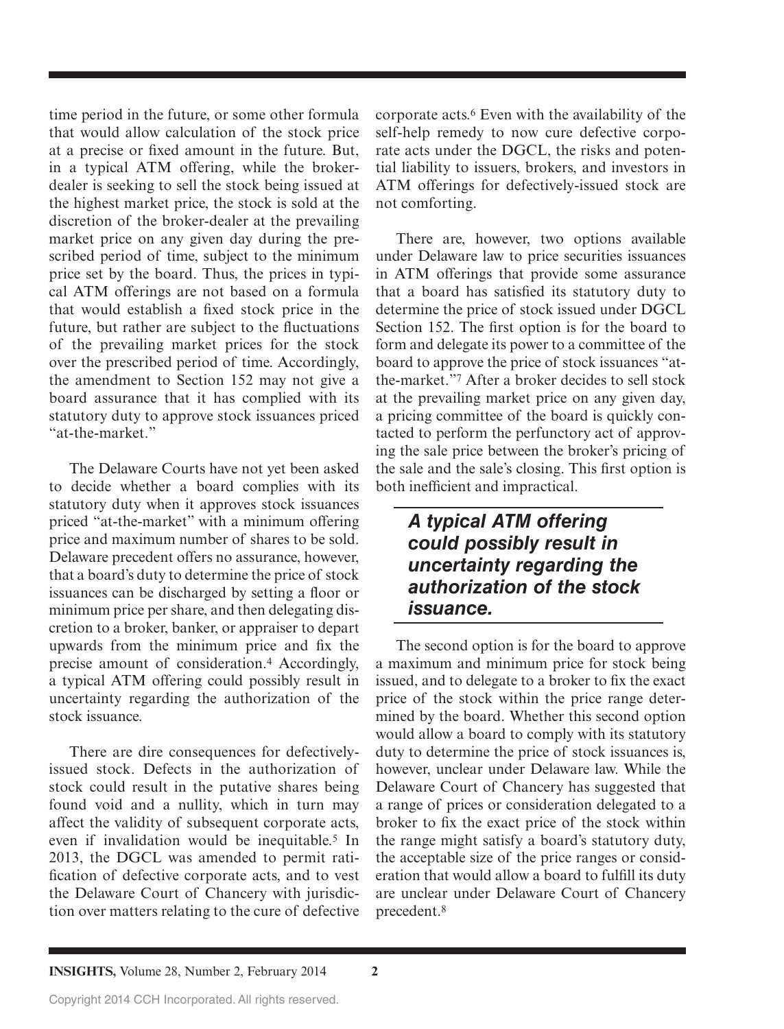time period in the future, or some other formula that would allow calculation of the stock price at a precise or fixed amount in the future. But, in a typical ATM offering, while the broker-dealer is seeking to sell the stock being issued at the highest market price, the stock is sold at the discretion of the broker-dealer at the prevailing market price on any given day during the prescribed period of time, subject to the minimum price set by the board. Thus, the prices in typical ATM offerings are not based on a formula that would establish a fixed stock price in the future, but rather are subject to the fluctuations of the prevailing market prices for the stock over the prescribed period of time. Accordingly, the amendment to Section 152 may not give a board assurance that it has complied with its statutory duty to approve stock issuances priced "at-the-market."

The Delaware Courts have not yet been asked to decide whether a board complies with its statutory duty when it approves stock issuances priced "at-the-market" with a minimum offering price and maximum number of shares to be sold. Delaware precedent offers no assurance, however, that a board's duty to determine the price of stock issuances can be discharged by setting a floor or minimum price per share, and then delegating discretion to a broker, banker, or appraiser to depart upwards from the minimum price and fix the precise amount of consideration.[4] Accordingly, a typical ATM offering could possibly result in uncertainty regarding the authorization of the stock issuance.

There are dire consequences for defectively-issued stock. Defects in the authorization of stock could result in the putative shares being found void and a nullity, which in turn may affect the validity of subsequent corporate acts, even if invalidation would be inequitable.[5] In 2013, the DGCL was amended to permit ratification of defective corporate acts, and to vest the Delaware Court of Chancery with jurisdiction over matters relating to the cure of defective corporate acts.[6] Even with the availability of the self-help remedy to now cure defective corporate acts under the DGCL, the risks and potential liability to issuers, brokers, and investors in ATM offerings for defectively-issued stock are not comforting.

There are, however, two options available under Delaware law to price securities issuances in ATM offerings that provide some assurance that a board has satisfied its statutory duty to determine the price of stock issued under DGCL Section 152. The first option is for the board to form and delegate its power to a committee of the board to approve the price of stock issuances "at-the-market."[7] After a broker decides to sell stock at the prevailing market price on any given day, a pricing committee of the board is quickly contacted to perform the perfunctory act of approving the sale price between the broker's pricing of the sale and the sale's closing. This first option is both inefficient and impractical.

> ***A typical ATM offering could possibly result in uncertainty regarding the authorization of the stock issuance.***

The second option is for the board to approve a maximum and minimum price for stock being issued, and to delegate to a broker to fix the exact price of the stock within the price range determined by the board. Whether this second option would allow a board to comply with its statutory duty to determine the price of stock issuances is, however, unclear under Delaware law. While the Delaware Court of Chancery has suggested that a range of prices or consideration delegated to a broker to fix the exact price of the stock within the range might satisfy a board's statutory duty, the acceptable size of the price ranges or consideration that would allow a board to fulfill its duty are unclear under Delaware Court of Chancery precedent.[8]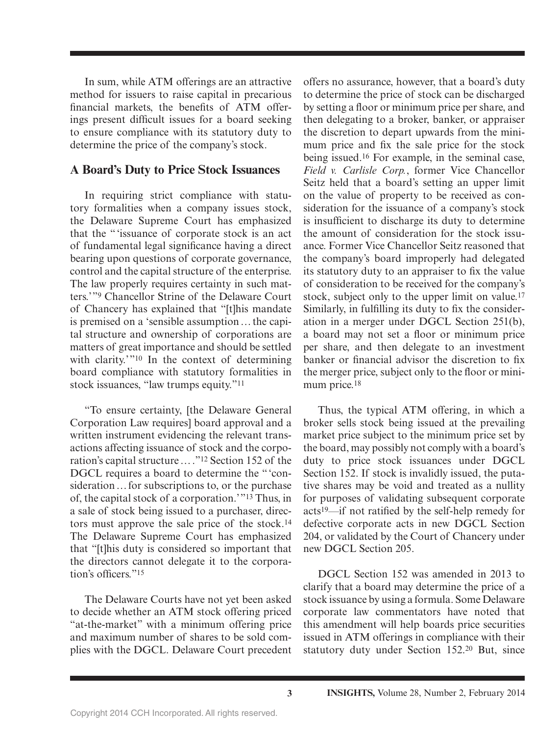In sum, while ATM offerings are an attractive method for issuers to raise capital in precarious financial markets, the benefits of ATM offerings present difficult issues for a board seeking to ensure compliance with its statutory duty to determine the price of the company's stock.

## A Board's Duty to Price Stock Issuances

In requiring strict compliance with statutory formalities when a company issues stock, the Delaware Supreme Court has emphasized that the "'issuance of corporate stock is an act of fundamental legal significance having a direct bearing upon questions of corporate governance, control and the capital structure of the enterprise. The law properly requires certainty in such matters.'"[9] Chancellor Strine of the Delaware Court of Chancery has explained that "[t]his mandate is premised on a 'sensible assumption … the capital structure and ownership of corporations are matters of great importance and should be settled with clarity.'"[10] In the context of determining board compliance with statutory formalities in stock issuances, "law trumps equity."[11]

"To ensure certainty, [the Delaware General Corporation Law requires] board approval and a written instrument evidencing the relevant transactions affecting issuance of stock and the corporation's capital structure … ."[12] Section 152 of the DGCL requires a board to determine the "'consideration … for subscriptions to, or the purchase of, the capital stock of a corporation.'"[13] Thus, in a sale of stock being issued to a purchaser, directors must approve the sale price of the stock.[14] The Delaware Supreme Court has emphasized that "[t]his duty is considered so important that the directors cannot delegate it to the corporation's officers."[15]

The Delaware Courts have not yet been asked to decide whether an ATM stock offering priced "at-the-market" with a minimum offering price and maximum number of shares to be sold complies with the DGCL. Delaware Court precedent offers no assurance, however, that a board's duty to determine the price of stock can be discharged by setting a floor or minimum price per share, and then delegating to a broker, banker, or appraiser the discretion to depart upwards from the minimum price and fix the sale price for the stock being issued.[16] For example, in the seminal case, *Field v. Carlisle Corp.*, former Vice Chancellor Seitz held that a board's setting an upper limit on the value of property to be received as consideration for the issuance of a company's stock is insufficient to discharge its duty to determine the amount of consideration for the stock issuance. Former Vice Chancellor Seitz reasoned that the company's board improperly had delegated its statutory duty to an appraiser to fix the value of consideration to be received for the company's stock, subject only to the upper limit on value.[17] Similarly, in fulfilling its duty to fix the consideration in a merger under DGCL Section 251(b), a board may not set a floor or minimum price per share, and then delegate to an investment banker or financial advisor the discretion to fix the merger price, subject only to the floor or minimum price.[18]

Thus, the typical ATM offering, in which a broker sells stock being issued at the prevailing market price subject to the minimum price set by the board, may possibly not comply with a board's duty to price stock issuances under DGCL Section 152. If stock is invalidly issued, the putative shares may be void and treated as a nullity for purposes of validating subsequent corporate acts[19]—if not ratified by the self-help remedy for defective corporate acts in new DGCL Section 204, or validated by the Court of Chancery under new DGCL Section 205.

DGCL Section 152 was amended in 2013 to clarify that a board may determine the price of a stock issuance by using a formula. Some Delaware corporate law commentators have noted that this amendment will help boards price securities issued in ATM offerings in compliance with their statutory duty under Section 152.[20] But, since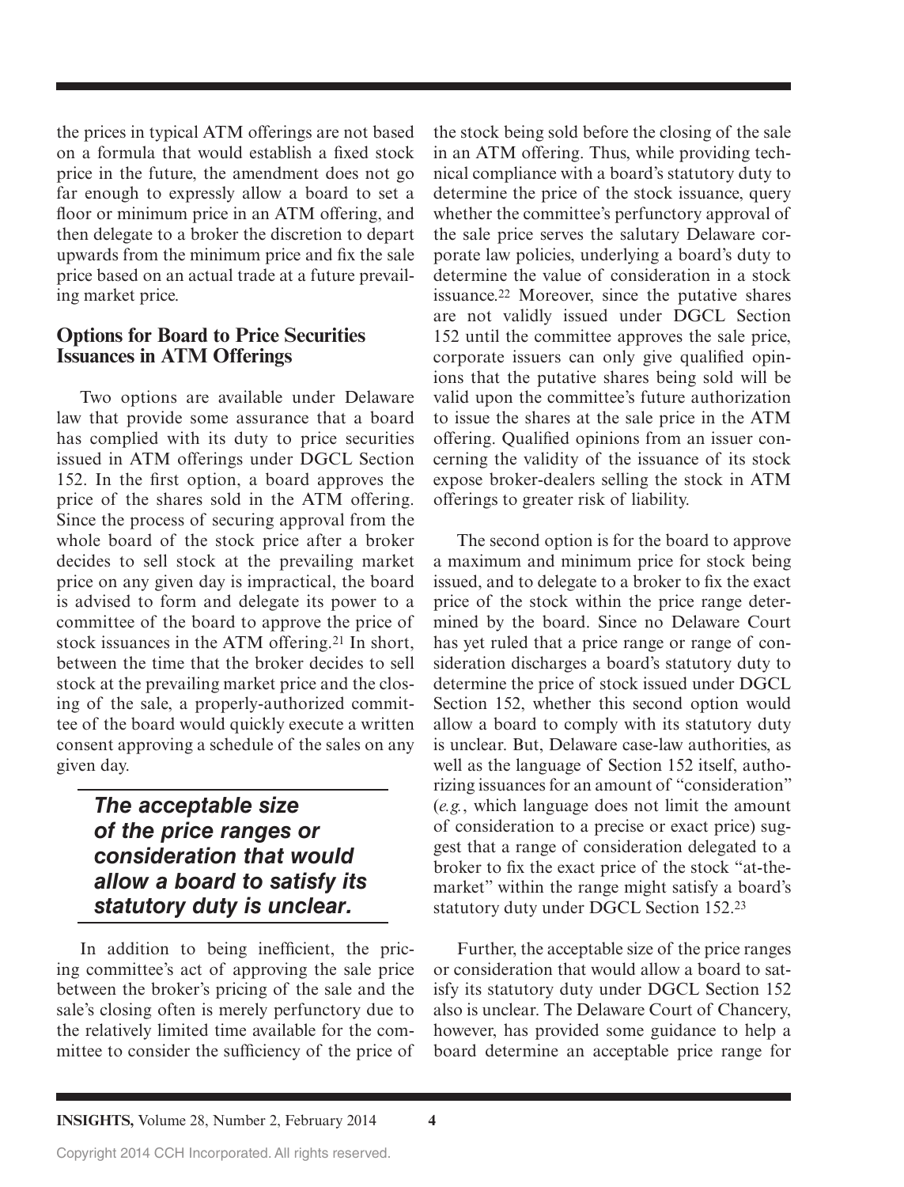the prices in typical ATM offerings are not based on a formula that would establish a fixed stock price in the future, the amendment does not go far enough to expressly allow a board to set a floor or minimum price in an ATM offering, and then delegate to a broker the discretion to depart upwards from the minimum price and fix the sale price based on an actual trade at a future prevailing market price.

## Options for Board to Price Securities Issuances in ATM Offerings

Two options are available under Delaware law that provide some assurance that a board has complied with its duty to price securities issued in ATM offerings under DGCL Section 152. In the first option, a board approves the price of the shares sold in the ATM offering. Since the process of securing approval from the whole board of the stock price after a broker decides to sell stock at the prevailing market price on any given day is impractical, the board is advised to form and delegate its power to a committee of the board to approve the price of stock issuances in the ATM offering.[21] In short, between the time that the broker decides to sell stock at the prevailing market price and the closing of the sale, a properly-authorized committee of the board would quickly execute a written consent approving a schedule of the sales on any given day.

> ***The acceptable size of the price ranges or consideration that would allow a board to satisfy its statutory duty is unclear.***

In addition to being inefficient, the pricing committee's act of approving the sale price between the broker's pricing of the sale and the sale's closing often is merely perfunctory due to the relatively limited time available for the committee to consider the sufficiency of the price of the stock being sold before the closing of the sale in an ATM offering. Thus, while providing technical compliance with a board's statutory duty to determine the price of the stock issuance, query whether the committee's perfunctory approval of the sale price serves the salutary Delaware corporate law policies, underlying a board's duty to determine the value of consideration in a stock issuance.[22] Moreover, since the putative shares are not validly issued under DGCL Section 152 until the committee approves the sale price, corporate issuers can only give qualified opinions that the putative shares being sold will be valid upon the committee's future authorization to issue the shares at the sale price in the ATM offering. Qualified opinions from an issuer concerning the validity of the issuance of its stock expose broker-dealers selling the stock in ATM offerings to greater risk of liability.

The second option is for the board to approve a maximum and minimum price for stock being issued, and to delegate to a broker to fix the exact price of the stock within the price range determined by the board. Since no Delaware Court has yet ruled that a price range or range of consideration discharges a board's statutory duty to determine the price of stock issued under DGCL Section 152, whether this second option would allow a board to comply with its statutory duty is unclear. But, Delaware case-law authorities, as well as the language of Section 152 itself, authorizing issuances for an amount of "consideration" (*e.g.*, which language does not limit the amount of consideration to a precise or exact price) suggest that a range of consideration delegated to a broker to fix the exact price of the stock "at-the-market" within the range might satisfy a board's statutory duty under DGCL Section 152.[23]

Further, the acceptable size of the price ranges or consideration that would allow a board to satisfy its statutory duty under DGCL Section 152 also is unclear. The Delaware Court of Chancery, however, has provided some guidance to help a board determine an acceptable price range for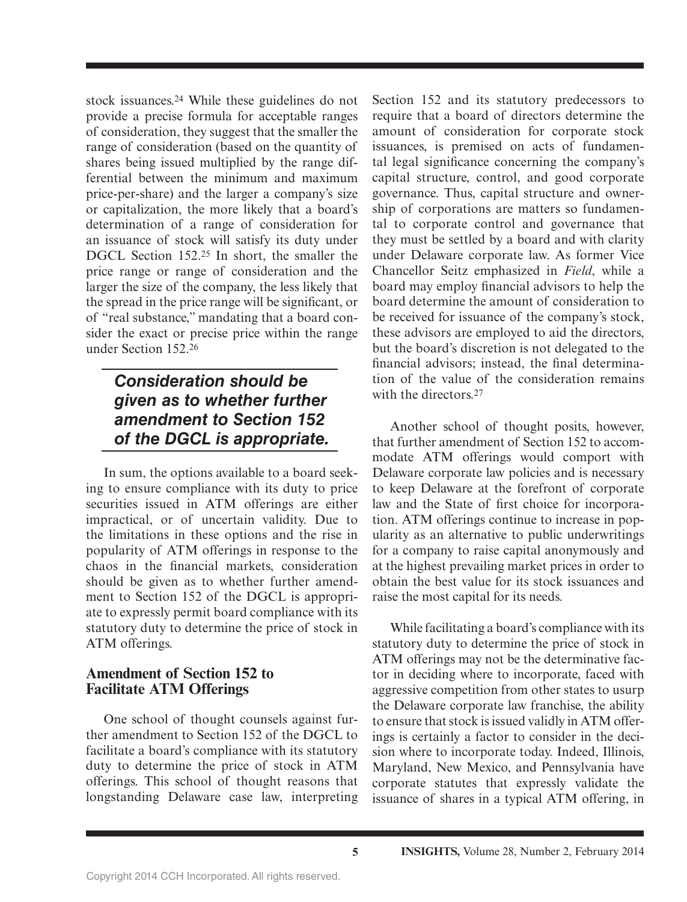stock issuances.[24] While these guidelines do not provide a precise formula for acceptable ranges of consideration, they suggest that the smaller the range of consideration (based on the quantity of shares being issued multiplied by the range differential between the minimum and maximum price-per-share) and the larger a company's size or capitalization, the more likely that a board's determination of a range of consideration for an issuance of stock will satisfy its duty under DGCL Section 152.[25] In short, the smaller the price range or range of consideration and the larger the size of the company, the less likely that the spread in the price range will be significant, or of "real substance," mandating that a board consider the exact or precise price within the range under Section 152.[26]

***Consideration should be given as to whether further amendment to Section 152 of the DGCL is appropriate.***

In sum, the options available to a board seeking to ensure compliance with its duty to price securities issued in ATM offerings are either impractical, or of uncertain validity. Due to the limitations in these options and the rise in popularity of ATM offerings in response to the chaos in the financial markets, consideration should be given as to whether further amendment to Section 152 of the DGCL is appropriate to expressly permit board compliance with its statutory duty to determine the price of stock in ATM offerings.

## Amendment of Section 152 to Facilitate ATM Offerings

One school of thought counsels against further amendment to Section 152 of the DGCL to facilitate a board's compliance with its statutory duty to determine the price of stock in ATM offerings. This school of thought reasons that longstanding Delaware case law, interpreting Section 152 and its statutory predecessors to require that a board of directors determine the amount of consideration for corporate stock issuances, is premised on acts of fundamental legal significance concerning the company's capital structure, control, and good corporate governance. Thus, capital structure and ownership of corporations are matters so fundamental to corporate control and governance that they must be settled by a board and with clarity under Delaware corporate law. As former Vice Chancellor Seitz emphasized in *Field*, while a board may employ financial advisors to help the board determine the amount of consideration to be received for issuance of the company's stock, these advisors are employed to aid the directors, but the board's discretion is not delegated to the financial advisors; instead, the final determination of the value of the consideration remains with the directors.[27]

Another school of thought posits, however, that further amendment of Section 152 to accommodate ATM offerings would comport with Delaware corporate law policies and is necessary to keep Delaware at the forefront of corporate law and the State of first choice for incorporation. ATM offerings continue to increase in popularity as an alternative to public underwritings for a company to raise capital anonymously and at the highest prevailing market prices in order to obtain the best value for its stock issuances and raise the most capital for its needs.

While facilitating a board's compliance with its statutory duty to determine the price of stock in ATM offerings may not be the determinative factor in deciding where to incorporate, faced with aggressive competition from other states to usurp the Delaware corporate law franchise, the ability to ensure that stock is issued validly in ATM offerings is certainly a factor to consider in the decision where to incorporate today. Indeed, Illinois, Maryland, New Mexico, and Pennsylvania have corporate statutes that expressly validate the issuance of shares in a typical ATM offering, in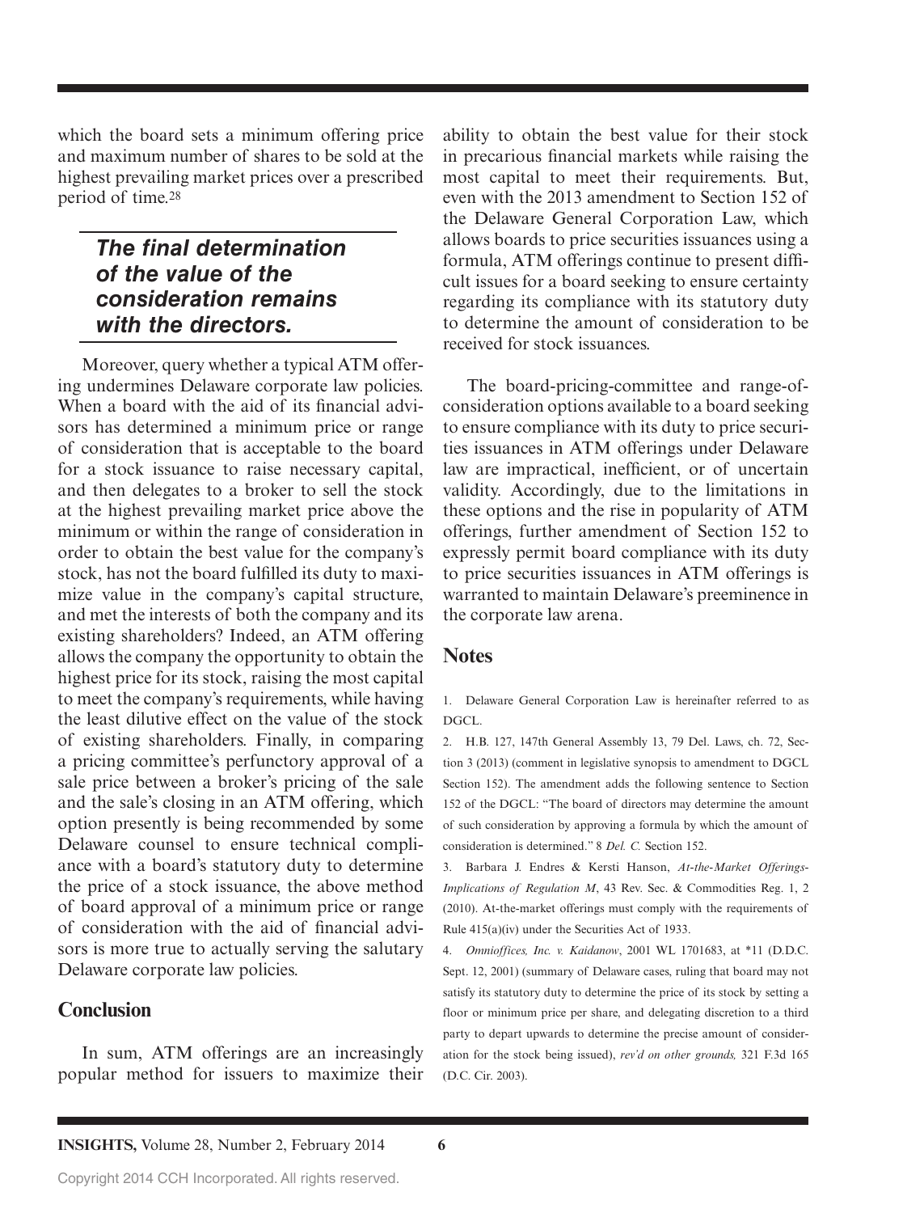which the board sets a minimum offering price and maximum number of shares to be sold at the highest prevailing market prices over a prescribed period of time.[28]

> ***The final determination of the value of the consideration remains with the directors.***

Moreover, query whether a typical ATM offering undermines Delaware corporate law policies. When a board with the aid of its financial advisors has determined a minimum price or range of consideration that is acceptable to the board for a stock issuance to raise necessary capital, and then delegates to a broker to sell the stock at the highest prevailing market price above the minimum or within the range of consideration in order to obtain the best value for the company's stock, has not the board fulfilled its duty to maximize value in the company's capital structure, and met the interests of both the company and its existing shareholders? Indeed, an ATM offering allows the company the opportunity to obtain the highest price for its stock, raising the most capital to meet the company's requirements, while having the least dilutive effect on the value of the stock of existing shareholders. Finally, in comparing a pricing committee's perfunctory approval of a sale price between a broker's pricing of the sale and the sale's closing in an ATM offering, which option presently is being recommended by some Delaware counsel to ensure technical compliance with a board's statutory duty to determine the price of a stock issuance, the above method of board approval of a minimum price or range of consideration with the aid of financial advisors is more true to actually serving the salutary Delaware corporate law policies.

## Conclusion

In sum, ATM offerings are an increasingly popular method for issuers to maximize their ability to obtain the best value for their stock in precarious financial markets while raising the most capital to meet their requirements. But, even with the 2013 amendment to Section 152 of the Delaware General Corporation Law, which allows boards to price securities issuances using a formula, ATM offerings continue to present difficult issues for a board seeking to ensure certainty regarding its compliance with its statutory duty to determine the amount of consideration to be received for stock issuances.

The board-pricing-committee and range-of-consideration options available to a board seeking to ensure compliance with its duty to price securities issuances in ATM offerings under Delaware law are impractical, inefficient, or of uncertain validity. Accordingly, due to the limitations in these options and the rise in popularity of ATM offerings, further amendment of Section 152 to expressly permit board compliance with its duty to price securities issuances in ATM offerings is warranted to maintain Delaware's preeminence in the corporate law arena.

## Notes

1. Delaware General Corporation Law is hereinafter referred to as DGCL.

2. H.B. 127, 147th General Assembly 13, 79 Del. Laws, ch. 72, Section 3 (2013) (comment in legislative synopsis to amendment to DGCL Section 152). The amendment adds the following sentence to Section 152 of the DGCL: "The board of directors may determine the amount of such consideration by approving a formula by which the amount of consideration is determined." 8 *Del. C.* Section 152.

3. Barbara J. Endres & Kersti Hanson, *At-the-Market Offerings-Implications of Regulation M*, 43 Rev. Sec. & Commodities Reg. 1, 2 (2010). At-the-market offerings must comply with the requirements of Rule 415(a)(iv) under the Securities Act of 1933.

4. *Omnioffices, Inc. v. Kaidanow*, 2001 WL 1701683, at *11 (D.D.C. Sept. 12, 2001) (summary of Delaware cases, ruling that board may not satisfy its statutory duty to determine the price of its stock by setting a floor or minimum price per share, and delegating discretion to a third party to depart upwards to determine the precise amount of consideration for the stock being issued), *rev'd on other grounds,* 321 F.3d 165 (D.C. Cir. 2003).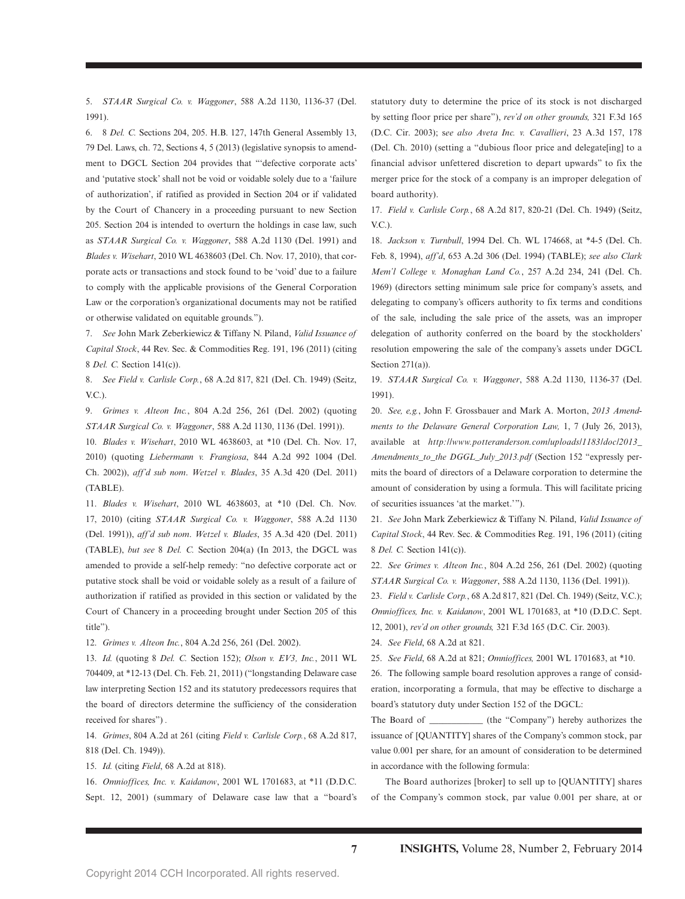5. *STAAR Surgical Co. v. Waggoner*, 588 A.2d 1130, 1136-37 (Del. 1991).

6. 8 *Del. C.* Sections 204, 205. H.B. 127, 147th General Assembly 13, 79 Del. Laws, ch. 72, Sections 4, 5 (2013) (legislative synopsis to amendment to DGCL Section 204 provides that "'defective corporate acts' and 'putative stock' shall not be void or voidable solely due to a 'failure of authorization', if ratified as provided in Section 204 or if validated by the Court of Chancery in a proceeding pursuant to new Section 205. Section 204 is intended to overturn the holdings in case law, such as *STAAR Surgical Co. v. Waggoner*, 588 A.2d 1130 (Del. 1991) and *Blades v. Wisehart*, 2010 WL 4638603 (Del. Ch. Nov. 17, 2010), that corporate acts or transactions and stock found to be 'void' due to a failure to comply with the applicable provisions of the General Corporation Law or the corporation's organizational documents may not be ratified or otherwise validated on equitable grounds.").

7. *See* John Mark Zeberkiewicz & Tiffany N. Piland, *Valid Issuance of Capital Stock*, 44 Rev. Sec. & Commodities Reg. 191, 196 (2011) (citing 8 *Del. C.* Section 141(c)).

8. *See Field v. Carlisle Corp.*, 68 A.2d 817, 821 (Del. Ch. 1949) (Seitz, V.C.).

9. *Grimes v. Alteon Inc.*, 804 A.2d 256, 261 (Del. 2002) (quoting *STAAR Surgical Co. v. Waggoner*, 588 A.2d 1130, 1136 (Del. 1991)).

10. *Blades v. Wisehart*, 2010 WL 4638603, at *10 (Del. Ch. Nov. 17, 2010) (quoting *Liebermann v. Frangiosa*, 844 A.2d 992 1004 (Del. Ch. 2002)), *aff'd sub nom*. *Wetzel v. Blades*, 35 A.3d 420 (Del. 2011) (TABLE).

11. *Blades v. Wisehart*, 2010 WL 4638603, at *10 (Del. Ch. Nov. 17, 2010) (citing *STAAR Surgical Co. v. Waggoner*, 588 A.2d 1130 (Del. 1991)), *aff'd sub nom*. *Wetzel v. Blades*, 35 A.3d 420 (Del. 2011) (TABLE), *but see* 8 *Del. C.* Section 204(a) (In 2013, the DGCL was amended to provide a self-help remedy: "no defective corporate act or putative stock shall be void or voidable solely as a result of a failure of authorization if ratified as provided in this section or validated by the Court of Chancery in a proceeding brought under Section 205 of this title").

12. *Grimes v. Alteon Inc.*, 804 A.2d 256, 261 (Del. 2002).

13. *Id.* (quoting 8 *Del. C.* Section 152); *Olson v. EV3, Inc.*, 2011 WL 704409, at *12-13 (Del. Ch. Feb. 21, 2011) ("longstanding Delaware case law interpreting Section 152 and its statutory predecessors requires that the board of directors determine the sufficiency of the consideration received for shares") .

14. *Grimes*, 804 A.2d at 261 (citing *Field v. Carlisle Corp.*, 68 A.2d 817, 818 (Del. Ch. 1949)).

15. *Id.* (citing *Field*, 68 A.2d at 818).

16. *Omnioffices, Inc. v. Kaidanow*, 2001 WL 1701683, at *11 (D.D.C. Sept. 12, 2001) (summary of Delaware case law that a "board's statutory duty to determine the price of its stock is not discharged by setting floor price per share"), *rev'd on other grounds,* 321 F.3d 165 (D.C. Cir. 2003); *see also Aveta Inc. v. Cavallieri*, 23 A.3d 157, 178 (Del. Ch. 2010) (setting a "dubious floor price and delegate[ing] to a financial advisor unfettered discretion to depart upwards" to fix the merger price for the stock of a company is an improper delegation of board authority).

17. *Field v. Carlisle Corp.*, 68 A.2d 817, 820-21 (Del. Ch. 1949) (Seitz, V.C.).

18. *Jackson v. Turnbull*, 1994 Del. Ch. WL 174668, at *4-5 (Del. Ch. Feb. 8, 1994), *aff'd*, 653 A.2d 306 (Del. 1994) (TABLE); *see also Clark Mem'l College v. Monaghan Land Co.*, 257 A.2d 234, 241 (Del. Ch. 1969) (directors setting minimum sale price for company's assets, and delegating to company's officers authority to fix terms and conditions of the sale, including the sale price of the assets, was an improper delegation of authority conferred on the board by the stockholders' resolution empowering the sale of the company's assets under DGCL Section 271(a)).

19. *STAAR Surgical Co. v. Waggoner*, 588 A.2d 1130, 1136-37 (Del. 1991).

20. *See, e,g.*, John F. Grossbauer and Mark A. Morton, *2013 Amendments to the Delaware General Corporation Law,* 1, 7 (July 26, 2013), available at *http://www.potteranderson.com/uploads/1183/doc/2013_Amendments_to_the DGGL_July_2013.pdf* (Section 152 "expressly permits the board of directors of a Delaware corporation to determine the amount of consideration by using a formula. This will facilitate pricing of securities issuances 'at the market.'").

21. *See* John Mark Zeberkiewicz & Tiffany N. Piland, *Valid Issuance of Capital Stock*, 44 Rev. Sec. & Commodities Reg. 191, 196 (2011) (citing 8 *Del. C.* Section 141(c)).

22. *See Grimes v. Alteon Inc.*, 804 A.2d 256, 261 (Del. 2002) (quoting *STAAR Surgical Co. v. Waggoner*, 588 A.2d 1130, 1136 (Del. 1991)).

23. *Field v. Carlisle Corp.*, 68 A.2d 817, 821 (Del. Ch. 1949) (Seitz, V.C.); *Omnioffices, Inc. v. Kaidanow*, 2001 WL 1701683, at *10 (D.D.C. Sept. 12, 2001), *rev'd on other grounds,* 321 F.3d 165 (D.C. Cir. 2003).

24. *See Field*, 68 A.2d at 821.

25. *See Field*, 68 A.2d at 821; *Omnioffices,* 2001 WL 1701683, at *10.

26. The following sample board resolution approves a range of consideration, incorporating a formula, that may be effective to discharge a board's statutory duty under Section 152 of the DGCL:

The Board of ___________ (the "Company") hereby authorizes the issuance of [QUANTITY] shares of the Company's common stock, par value 0.001 per share, for an amount of consideration to be determined in accordance with the following formula:

The Board authorizes [broker] to sell up to [QUANTITY] shares of the Company's common stock, par value 0.001 per share, at or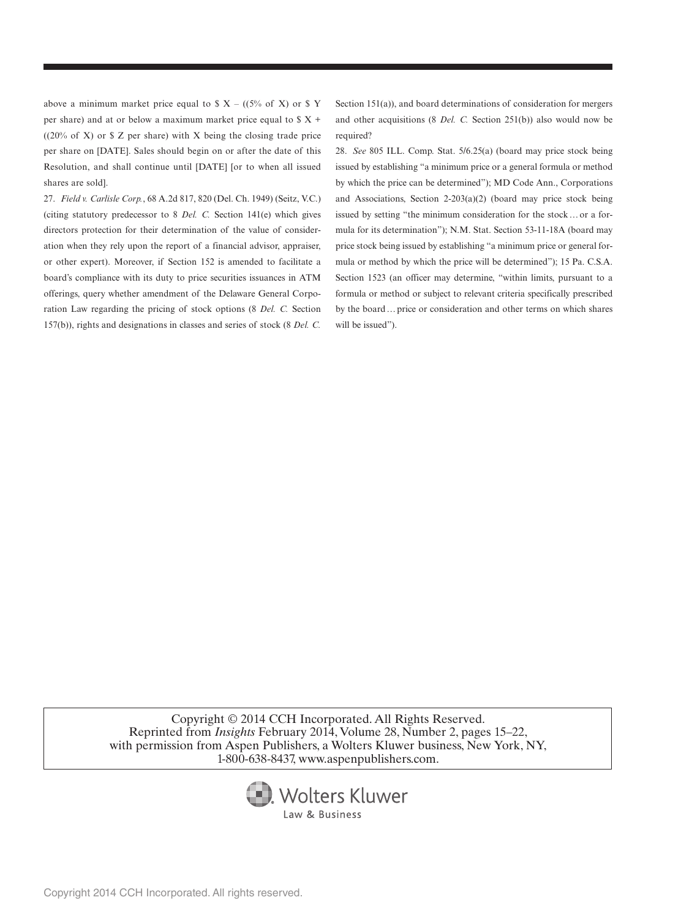above a minimum market price equal to $ X – ((5% of X) or $ Y per share) and at or below a maximum market price equal to $ X + ((20% of X) or $ Z per share) with X being the closing trade price per share on [DATE]. Sales should begin on or after the date of this Resolution, and shall continue until [DATE] [or to when all issued shares are sold].

27. *Field v. Carlisle Corp.*, 68 A.2d 817, 820 (Del. Ch. 1949) (Seitz, V.C.) (citing statutory predecessor to 8 *Del. C.* Section 141(e) which gives directors protection for their determination of the value of consideration when they rely upon the report of a financial advisor, appraiser, or other expert). Moreover, if Section 152 is amended to facilitate a board's compliance with its duty to price securities issuances in ATM offerings, query whether amendment of the Delaware General Corporation Law regarding the pricing of stock options (8 *Del. C.* Section 157(b)), rights and designations in classes and series of stock (8 *Del. C.* Section 151(a)), and board determinations of consideration for mergers and other acquisitions (8 *Del. C.* Section 251(b)) also would now be required?

28. *See* 805 ILL. Comp. Stat. 5/6.25(a) (board may price stock being issued by establishing "a minimum price or a general formula or method by which the price can be determined"); MD Code Ann., Corporations and Associations, Section 2-203(a)(2) (board may price stock being issued by setting "the minimum consideration for the stock … or a formula for its determination"); N.M. Stat. Section 53-11-18A (board may price stock being issued by establishing "a minimum price or general formula or method by which the price will be determined"); 15 Pa. C.S.A. Section 1523 (an officer may determine, "within limits, pursuant to a formula or method or subject to relevant criteria specifically prescribed by the board … price or consideration and other terms on which shares will be issued").

Copyright © 2014 CCH Incorporated. All Rights Reserved.
Reprinted from *Insights* February 2014, Volume 28, Number 2, pages 15–22,
with permission from Aspen Publishers, a Wolters Kluwer business, New York, NY,
1-800-638-8437, www.aspenpublishers.com.

Wolters Kluwer
Law & Business